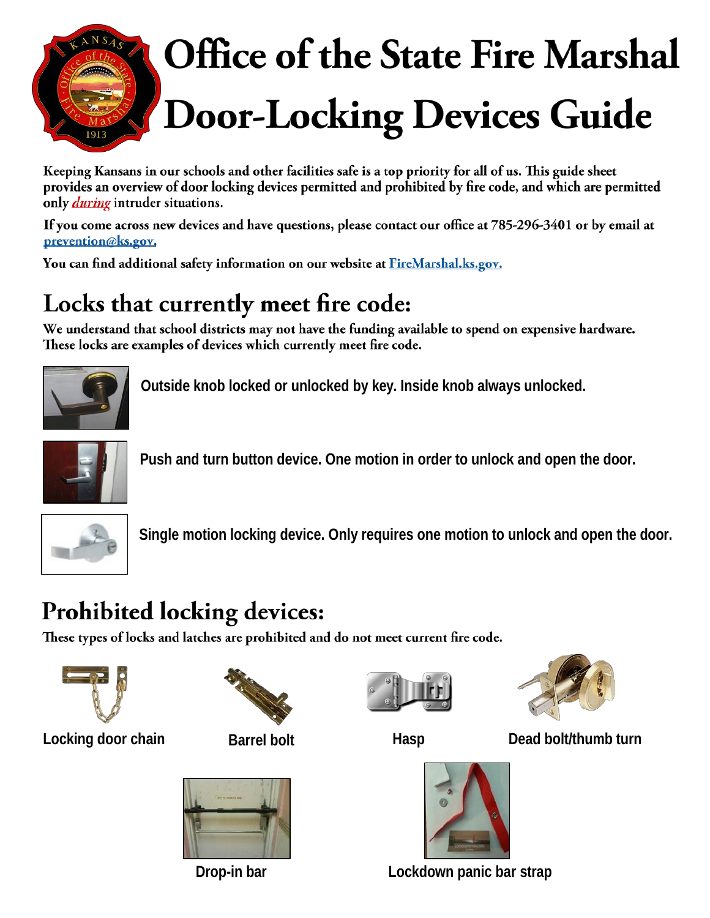# Office of the State Fire Marshal

# Door-Locking Devices Guide

Keeping Kansans in our schools and other facilities safe is a top priority for all of us. This guide sheet provides an overview of door locking devices permitted and prohibited by fire code, and which are permitted only *during* intruder situations.

If you come across new devices and have questions, please contact our office at 785-296-3401 or by email at prevention@ks.gov.

You can find additional safety information on our website at FireMarshal.ks.gov.

## Locks that currently meet fire code:

We understand that school districts may not have the funding available to spend on expensive hardware. These locks are examples of devices which currently meet fire code.

**Outside knob locked or unlocked by key. Inside knob always unlocked.**

**Push and turn button device. One motion in order to unlock and open the door.**

**Single motion locking device. Only requires one motion to unlock and open the door.**

## Prohibited locking devices:

These types of locks and latches are prohibited and do not meet current fire code.

**Locking door chain**

**Barrel bolt**

**Hasp**

**Dead bolt/thumb turn**

**Drop-in bar**

**Lockdown panic bar strap**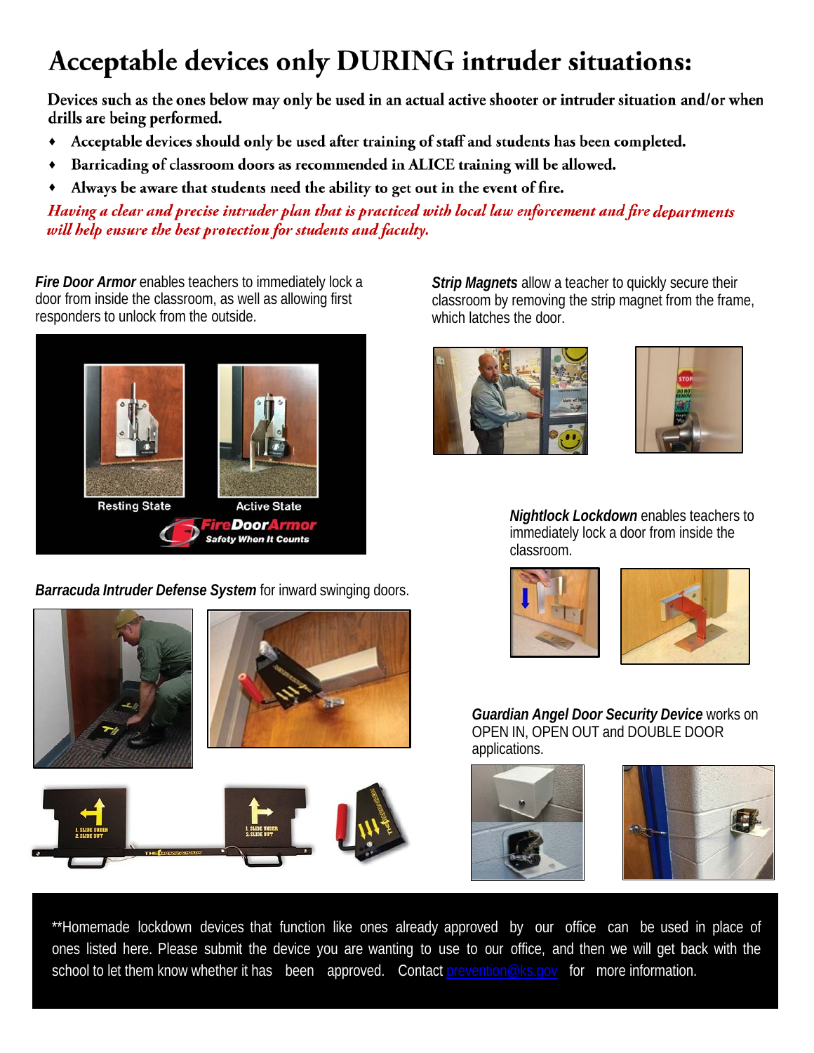# Acceptable devices only DURING intruder situations:

**Devices such as the ones below may only be used in an actual active shooter or intruder situation and/or when drills are being performed.**

- **Acceptable devices should only be used after training of staff and students has been completed.**
- **Barricading of classroom doors as recommended in ALICE training will be allowed.**
- **Always be aware that students need the ability to get out in the event of fire.**

***Having a clear and precise intruder plan that is practiced with local law enforcement and fire departments will help ensure the best protection for students and faculty.***

***Fire Door Armor*** enables teachers to immediately lock a door from inside the classroom, as well as allowing first responders to unlock from the outside.

Resting State

Active State

FireDoorArmor
Safety When It Counts

***Barracuda Intruder Defense System*** for inward swinging doors.

***Strip Magnets*** allow a teacher to quickly secure their classroom by removing the strip magnet from the frame, which latches the door.

***Nightlock Lockdown*** enables teachers to immediately lock a door from inside the classroom.

***Guardian Angel Door Security Device*** works on OPEN IN, OPEN OUT and DOUBLE DOOR applications.

**Homemade lockdown devices that function like ones already approved by our office can be used in place of ones listed here. Please submit the device you are wanting to use to our office, and then we will get back with the school to let them know whether it has been approved. Contact prevention@ks.gov for more information.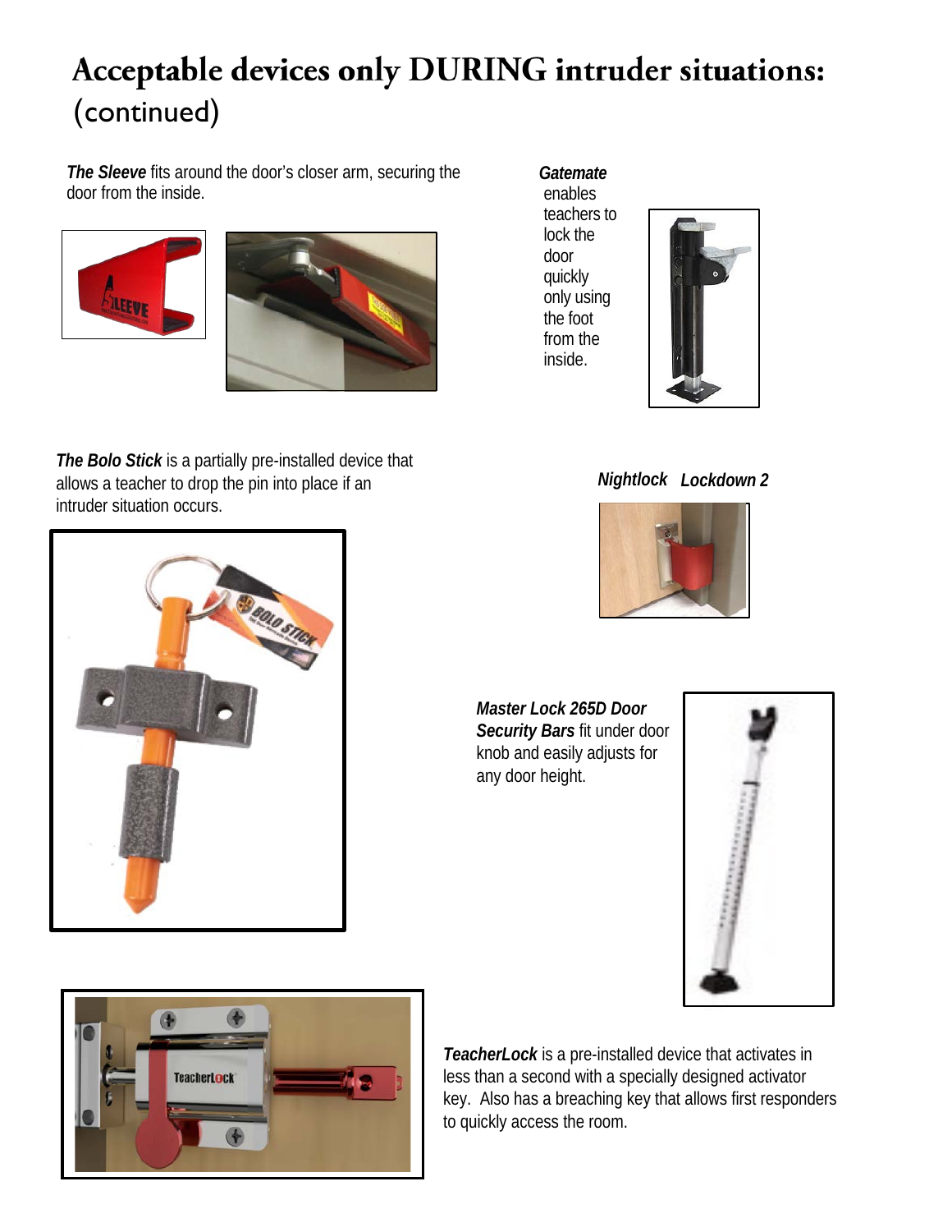# Acceptable devices only DURING intruder situations: (continued)

***The Sleeve*** fits around the door's closer arm, securing the door from the inside.

***Gatemate*** enables teachers to lock the door quickly only using the foot from the inside.

***The Bolo Stick*** is a partially pre-installed device that allows a teacher to drop the pin into place if an intruder situation occurs.

***Nightlock Lockdown 2***

***Master Lock 265D Door Security Bars*** fit under door knob and easily adjusts for any door height.

***TeacherLock*** is a pre-installed device that activates in less than a second with a specially designed activator key. Also has a breaching key that allows first responders to quickly access the room.